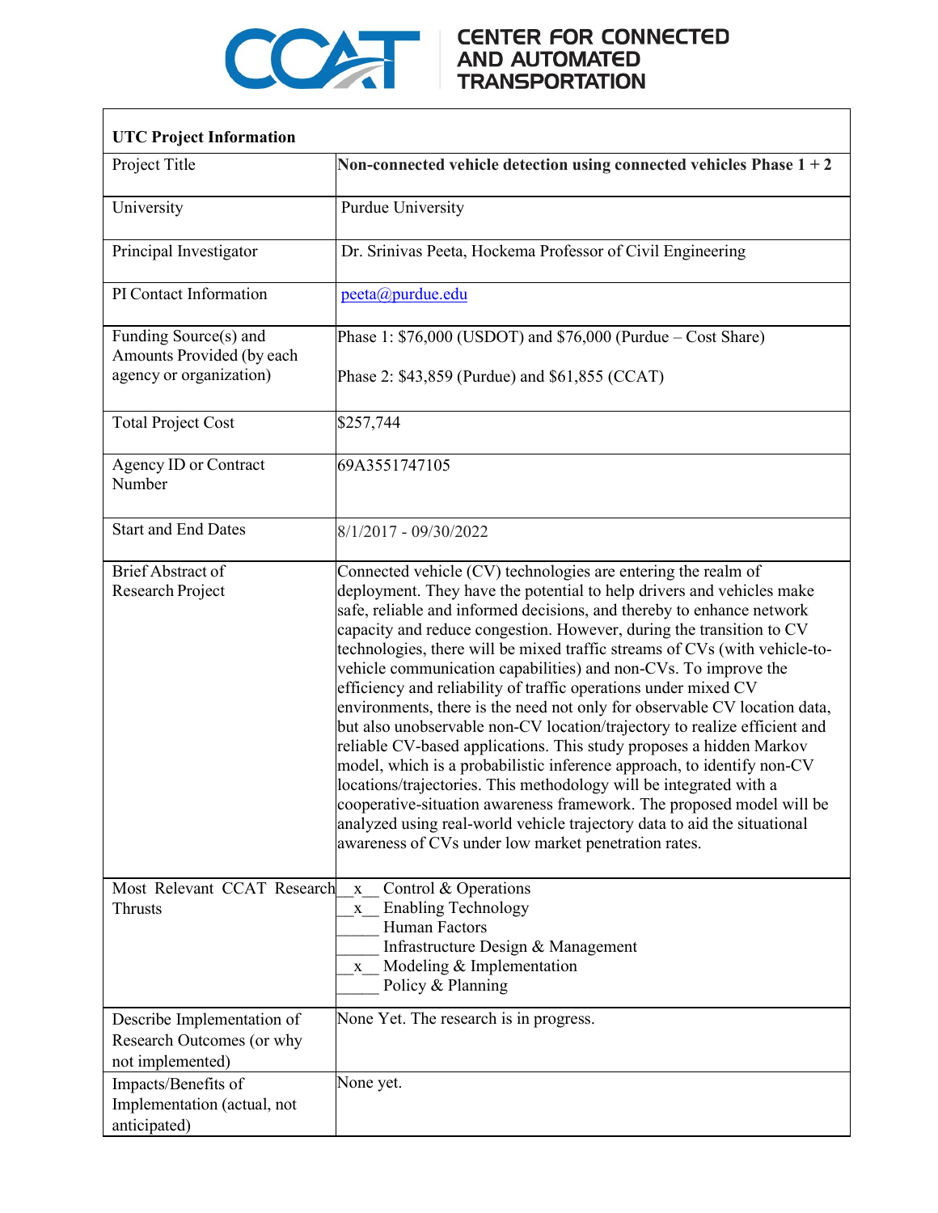CENTER FOR CONNECTED AND AUTOMATED TRANSPORTATION

| **UTC Project Information** | |
|---|---|
| Project Title | **Non-connected vehicle detection using connected vehicles Phase 1 + 2** |
| University | Purdue University |
| Principal Investigator | Dr. Srinivas Peeta, Hockema Professor of Civil Engineering |
| PI Contact Information | peeta@purdue.edu |
| Funding Source(s) and Amounts Provided (by each agency or organization) | Phase 1: $76,000 (USDOT) and $76,000 (Purdue – Cost Share)<br><br>Phase 2: $43,859 (Purdue) and $61,855 (CCAT) |
| Total Project Cost | $257,744 |
| Agency ID or Contract Number | 69A3551747105 |
| Start and End Dates | 8/1/2017 - 09/30/2022 |
| Brief Abstract of Research Project | Connected vehicle (CV) technologies are entering the realm of deployment. They have the potential to help drivers and vehicles make safe, reliable and informed decisions, and thereby to enhance network capacity and reduce congestion. However, during the transition to CV technologies, there will be mixed traffic streams of CVs (with vehicle-to-vehicle communication capabilities) and non-CVs. To improve the efficiency and reliability of traffic operations under mixed CV environments, there is the need not only for observable CV location data, but also unobservable non-CV location/trajectory to realize efficient and reliable CV-based applications. This study proposes a hidden Markov model, which is a probabilistic inference approach, to identify non-CV locations/trajectories. This methodology will be integrated with a cooperative-situation awareness framework. The proposed model will be analyzed using real-world vehicle trajectory data to aid the situational awareness of CVs under low market penetration rates. |
| Most Relevant CCAT Research Thrusts | \_\_x\_\_ Control & Operations<br>\_\_x\_\_ Enabling Technology<br>\_\_\_\_\_ Human Factors<br>\_\_\_\_\_ Infrastructure Design & Management<br>\_\_x\_\_ Modeling & Implementation<br>\_\_\_\_\_ Policy & Planning |
| Describe Implementation of Research Outcomes (or why not implemented) | None Yet. The research is in progress. |
| Impacts/Benefits of Implementation (actual, not anticipated) | None yet. |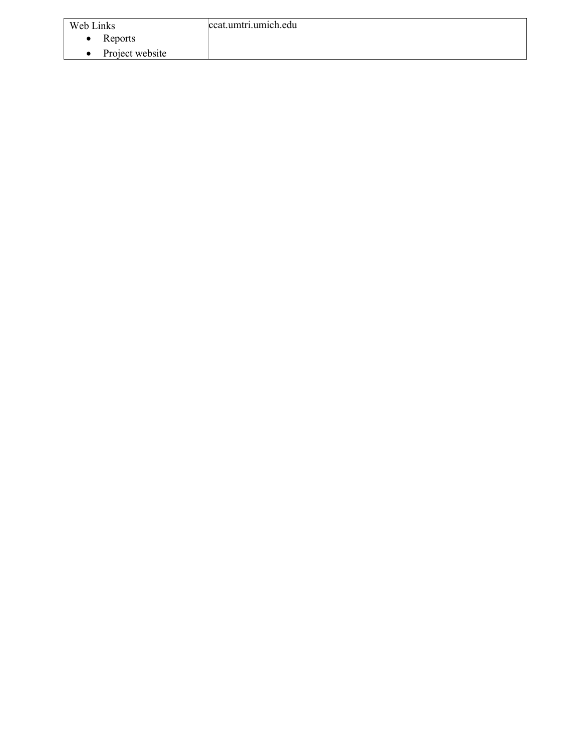| | |
|---|---|
| Web Links<br>• Reports<br>• Project website | ccat.umtri.umich.edu |